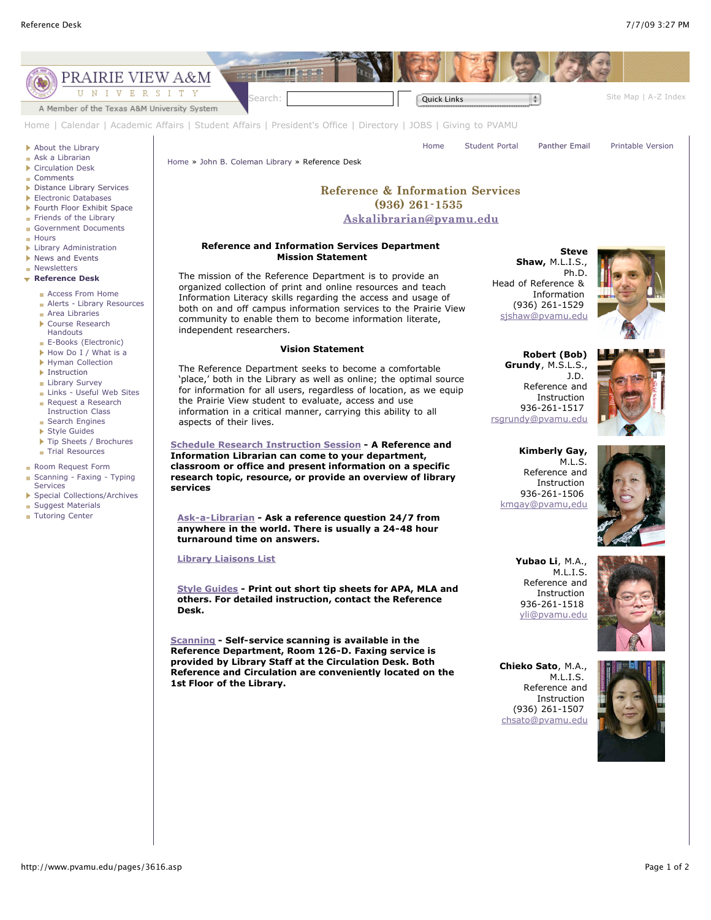PRAIRIE VIEW A&M UNIVERSITY

A Member of the Texas A&M University System

Search: Quick Links

Site Map | A-Z Index

Home | Calendar | Academic Affairs | Student Affairs | President's Office | Directory | JOBS | Giving to PVAMU

- About the Library
- Ask a Librarian
- Circulation Desk
- Comments
- Distance Library Services
- Electronic Databases
- Fourth Floor Exhibit Space
- Friends of the Library
- Government Documents
- Hours
- Library Administration
- News and Events
- Newsletters
- **Reference Desk**
  - Access From Home
  - Alerts - Library Resources
  - Area Libraries
  - Course Research Handouts
  - E-Books (Electronic)
  - How Do I / What is a
  - Hyman Collection
  - Instruction
  - Library Survey
  - Links - Useful Web Sites
  - Request a Research Instruction Class
  - Search Engines
  - Style Guides
  - Tip Sheets / Brochures
  - Trial Resources
- Room Request Form
- Scanning - Faxing - Typing Services
- Special Collections/Archives
- Suggest Materials
- Tutoring Center

Home | Student Portal | Panther Email | Printable Version

Home » John B. Coleman Library » Reference Desk

## Reference & Information Services
## (936) 261-1535
## Askalibrarian@pvamu.edu

### Reference and Information Services Department Mission Statement

The mission of the Reference Department is to provide an organized collection of print and online resources and teach Information Literacy skills regarding the access and usage of both on and off campus information services to the Prairie View community to enable them to become information literate, independent researchers.

### Vision Statement

The Reference Department seeks to become a comfortable 'place,' both in the Library as well as online; the optimal source for information for all users, regardless of location, as we equip the Prairie View student to evaluate, access and use information in a critical manner, carrying this ability to all aspects of their lives.

**Schedule Research Instruction Session - A Reference and Information Librarian can come to your department, classroom or office and present information on a specific research topic, resource, or provide an overview of library services**

**Ask-a-Librarian - Ask a reference question 24/7 from anywhere in the world. There is usually a 24-48 hour turnaround time on answers.**

**Library Liaisons List**

**Style Guides - Print out short tip sheets for APA, MLA and others. For detailed instruction, contact the Reference Desk.**

**Scanning - Self-service scanning is available in the Reference Department, Room 126-D. Faxing service is provided by Library Staff at the Circulation Desk. Both Reference and Circulation are conveniently located on the 1st Floor of the Library.**

**Steve Shaw**, M.L.I.S., Ph.D.
Head of Reference & Information
(936) 261-1529
sjshaw@pvamu.edu

**Robert (Bob) Grundy**, M.S.L.S., J.D.
Reference and Instruction
936-261-1517
rsgrundy@pvamu.edu

**Kimberly Gay,** M.L.S.
Reference and Instruction
936-261-1506
kmgay@pvamu,edu

**Yubao Li**, M.A., M.L.I.S.
Reference and Instruction
936-261-1518
yli@pvamu.edu

**Chieko Sato**, M.A., M.L.I.S.
Reference and Instruction
(936) 261-1507
chsato@pvamu.edu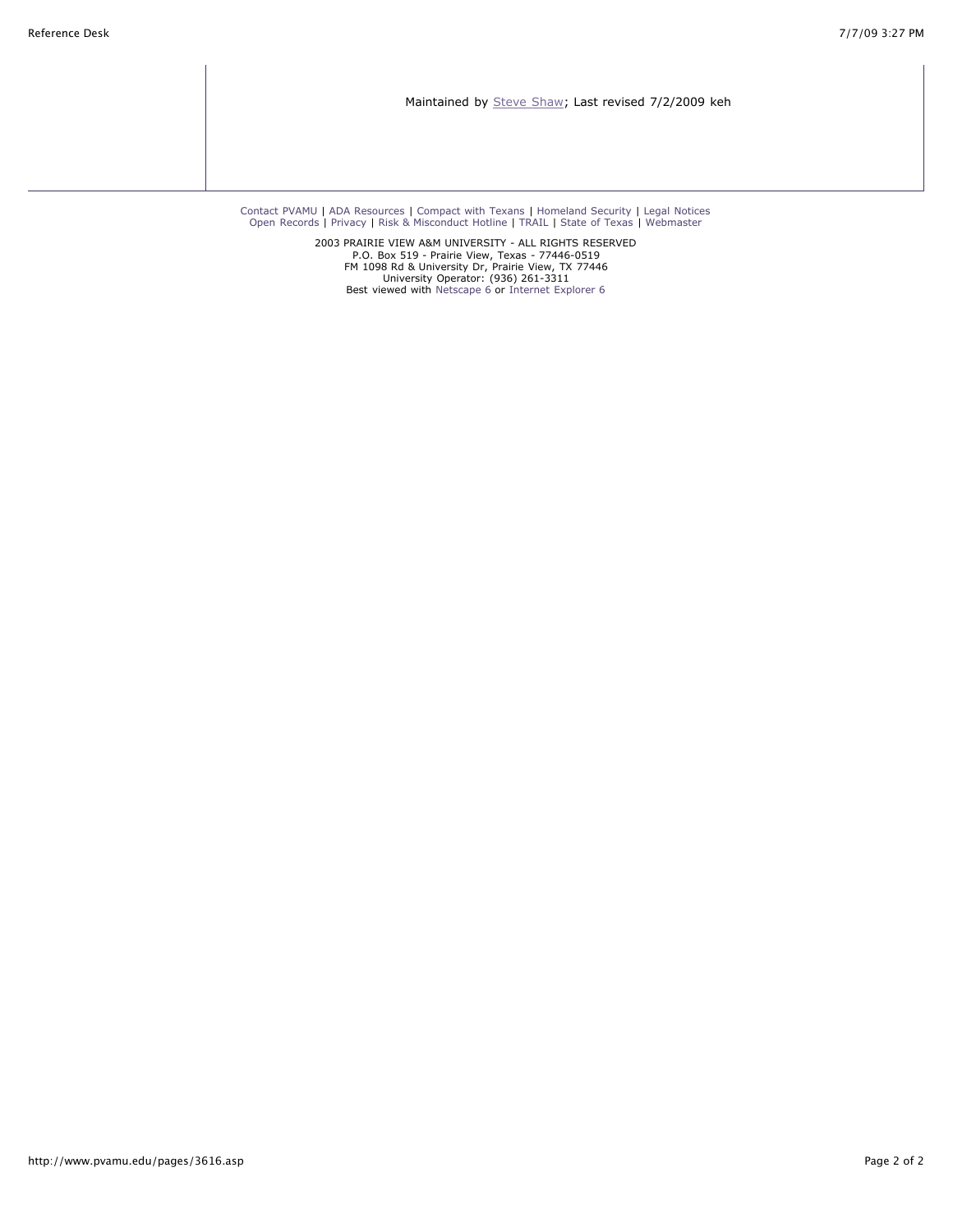Maintained by Steve Shaw; Last revised 7/2/2009 keh

Contact PVAMU | ADA Resources | Compact with Texans | Homeland Security | Legal Notices
Open Records | Privacy | Risk & Misconduct Hotline | TRAIL | State of Texas | Webmaster

2003 PRAIRIE VIEW A&M UNIVERSITY - ALL RIGHTS RESERVED
P.O. Box 519 - Prairie View, Texas - 77446-0519
FM 1098 Rd & University Dr, Prairie View, TX 77446
University Operator: (936) 261-3311
Best viewed with Netscape 6 or Internet Explorer 6